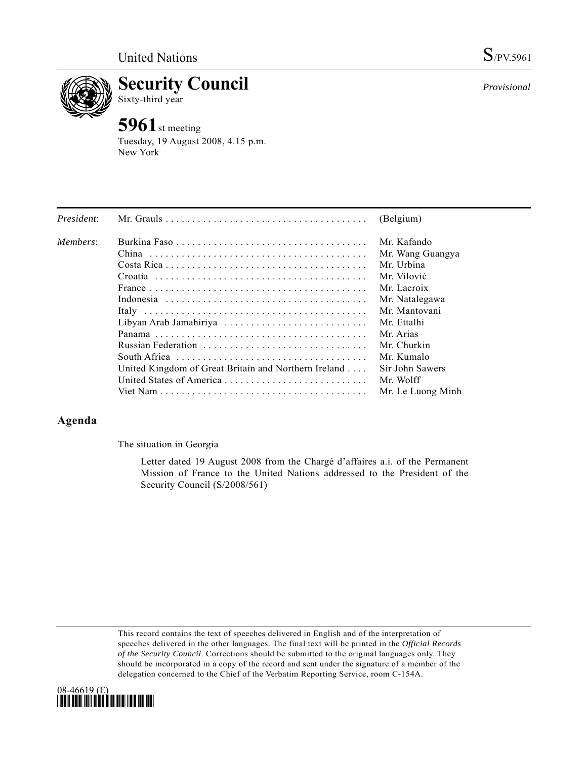United Nations S/PV.5961

# Security Council

Sixty-third year

*Provisional*

## 5961st meeting

Tuesday, 19 August 2008, 4.15 p.m.
New York

| | | |
|---|---|---|
| *President*: | Mr. Grauls | (Belgium) |
| *Members*: | Burkina Faso | Mr. Kafando |
| | China | Mr. Wang Guangya |
| | Costa Rica | Mr. Urbina |
| | Croatia | Mr. Vilović |
| | France | Mr. Lacroix |
| | Indonesia | Mr. Natalegawa |
| | Italy | Mr. Mantovani |
| | Libyan Arab Jamahiriya | Mr. Ettalhi |
| | Panama | Mr. Arias |
| | Russian Federation | Mr. Churkin |
| | South Africa | Mr. Kumalo |
| | United Kingdom of Great Britain and Northern Ireland | Sir John Sawers |
| | United States of America | Mr. Wolff |
| | Viet Nam | Mr. Le Luong Minh |

## Agenda

The situation in Georgia

Letter dated 19 August 2008 from the Chargé d'affaires a.i. of the Permanent Mission of France to the United Nations addressed to the President of the Security Council (S/2008/561)

This record contains the text of speeches delivered in English and of the interpretation of speeches delivered in the other languages. The final text will be printed in the *Official Records of the Security Council*. Corrections should be submitted to the original languages only. They should be incorporated in a copy of the record and sent under the signature of a member of the delegation concerned to the Chief of the Verbatim Reporting Service, room C-154A.

08-46619 (E)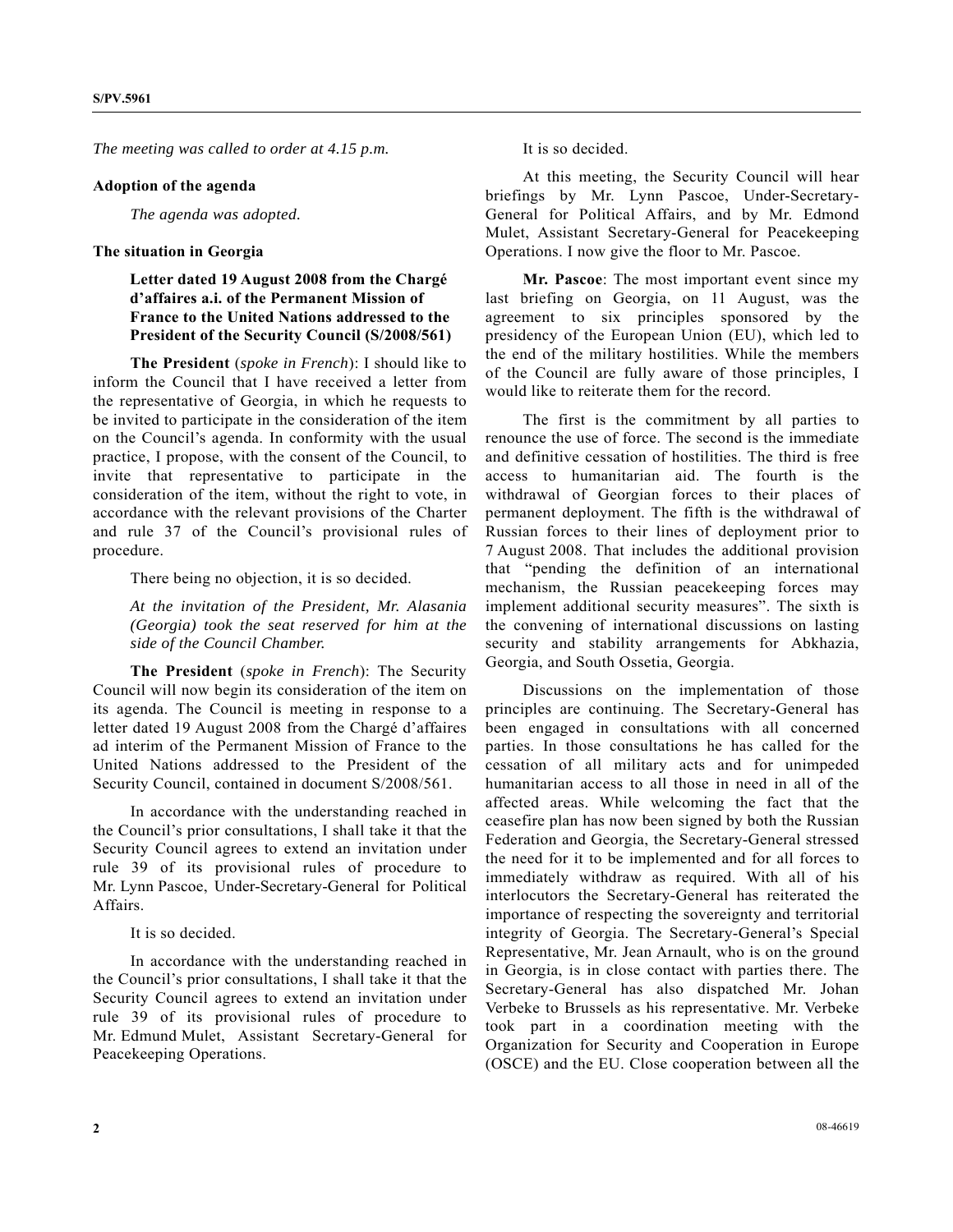*The meeting was called to order at 4.15 p.m.*

**Adoption of the agenda**

*The agenda was adopted.*

**The situation in Georgia**

**Letter dated 19 August 2008 from the Chargé d'affaires a.i. of the Permanent Mission of France to the United Nations addressed to the President of the Security Council (S/2008/561)**

**The President** (*spoke in French*): I should like to inform the Council that I have received a letter from the representative of Georgia, in which he requests to be invited to participate in the consideration of the item on the Council's agenda. In conformity with the usual practice, I propose, with the consent of the Council, to invite that representative to participate in the consideration of the item, without the right to vote, in accordance with the relevant provisions of the Charter and rule 37 of the Council's provisional rules of procedure.

There being no objection, it is so decided.

*At the invitation of the President, Mr. Alasania (Georgia) took the seat reserved for him at the side of the Council Chamber.*

**The President** (*spoke in French*): The Security Council will now begin its consideration of the item on its agenda. The Council is meeting in response to a letter dated 19 August 2008 from the Chargé d'affaires ad interim of the Permanent Mission of France to the United Nations addressed to the President of the Security Council, contained in document S/2008/561.

In accordance with the understanding reached in the Council's prior consultations, I shall take it that the Security Council agrees to extend an invitation under rule 39 of its provisional rules of procedure to Mr. Lynn Pascoe, Under-Secretary-General for Political Affairs.

It is so decided.

In accordance with the understanding reached in the Council's prior consultations, I shall take it that the Security Council agrees to extend an invitation under rule 39 of its provisional rules of procedure to Mr. Edmund Mulet, Assistant Secretary-General for Peacekeeping Operations.

It is so decided.

At this meeting, the Security Council will hear briefings by Mr. Lynn Pascoe, Under-Secretary-General for Political Affairs, and by Mr. Edmond Mulet, Assistant Secretary-General for Peacekeeping Operations. I now give the floor to Mr. Pascoe.

**Mr. Pascoe**: The most important event since my last briefing on Georgia, on 11 August, was the agreement to six principles sponsored by the presidency of the European Union (EU), which led to the end of the military hostilities. While the members of the Council are fully aware of those principles, I would like to reiterate them for the record.

The first is the commitment by all parties to renounce the use of force. The second is the immediate and definitive cessation of hostilities. The third is free access to humanitarian aid. The fourth is the withdrawal of Georgian forces to their places of permanent deployment. The fifth is the withdrawal of Russian forces to their lines of deployment prior to 7 August 2008. That includes the additional provision that "pending the definition of an international mechanism, the Russian peacekeeping forces may implement additional security measures". The sixth is the convening of international discussions on lasting security and stability arrangements for Abkhazia, Georgia, and South Ossetia, Georgia.

Discussions on the implementation of those principles are continuing. The Secretary-General has been engaged in consultations with all concerned parties. In those consultations he has called for the cessation of all military acts and for unimpeded humanitarian access to all those in need in all of the affected areas. While welcoming the fact that the ceasefire plan has now been signed by both the Russian Federation and Georgia, the Secretary-General stressed the need for it to be implemented and for all forces to immediately withdraw as required. With all of his interlocutors the Secretary-General has reiterated the importance of respecting the sovereignty and territorial integrity of Georgia. The Secretary-General's Special Representative, Mr. Jean Arnault, who is on the ground in Georgia, is in close contact with parties there. The Secretary-General has also dispatched Mr. Johan Verbeke to Brussels as his representative. Mr. Verbeke took part in a coordination meeting with the Organization for Security and Cooperation in Europe (OSCE) and the EU. Close cooperation between all the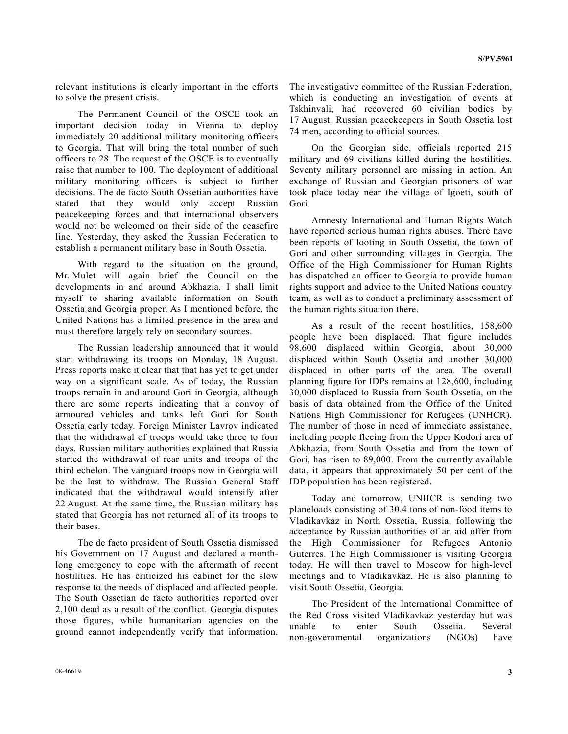relevant institutions is clearly important in the efforts to solve the present crisis.

The Permanent Council of the OSCE took an important decision today in Vienna to deploy immediately 20 additional military monitoring officers to Georgia. That will bring the total number of such officers to 28. The request of the OSCE is to eventually raise that number to 100. The deployment of additional military monitoring officers is subject to further decisions. The de facto South Ossetian authorities have stated that they would only accept Russian peacekeeping forces and that international observers would not be welcomed on their side of the ceasefire line. Yesterday, they asked the Russian Federation to establish a permanent military base in South Ossetia.

With regard to the situation on the ground, Mr. Mulet will again brief the Council on the developments in and around Abkhazia. I shall limit myself to sharing available information on South Ossetia and Georgia proper. As I mentioned before, the United Nations has a limited presence in the area and must therefore largely rely on secondary sources.

The Russian leadership announced that it would start withdrawing its troops on Monday, 18 August. Press reports make it clear that that has yet to get under way on a significant scale. As of today, the Russian troops remain in and around Gori in Georgia, although there are some reports indicating that a convoy of armoured vehicles and tanks left Gori for South Ossetia early today. Foreign Minister Lavrov indicated that the withdrawal of troops would take three to four days. Russian military authorities explained that Russia started the withdrawal of rear units and troops of the third echelon. The vanguard troops now in Georgia will be the last to withdraw. The Russian General Staff indicated that the withdrawal would intensify after 22 August. At the same time, the Russian military has stated that Georgia has not returned all of its troops to their bases.

The de facto president of South Ossetia dismissed his Government on 17 August and declared a month-long emergency to cope with the aftermath of recent hostilities. He has criticized his cabinet for the slow response to the needs of displaced and affected people. The South Ossetian de facto authorities reported over 2,100 dead as a result of the conflict. Georgia disputes those figures, while humanitarian agencies on the ground cannot independently verify that information. The investigative committee of the Russian Federation, which is conducting an investigation of events at Tskhinvali, had recovered 60 civilian bodies by 17 August. Russian peacekeepers in South Ossetia lost 74 men, according to official sources.

On the Georgian side, officials reported 215 military and 69 civilians killed during the hostilities. Seventy military personnel are missing in action. An exchange of Russian and Georgian prisoners of war took place today near the village of Igoeti, south of Gori.

Amnesty International and Human Rights Watch have reported serious human rights abuses. There have been reports of looting in South Ossetia, the town of Gori and other surrounding villages in Georgia. The Office of the High Commissioner for Human Rights has dispatched an officer to Georgia to provide human rights support and advice to the United Nations country team, as well as to conduct a preliminary assessment of the human rights situation there.

As a result of the recent hostilities, 158,600 people have been displaced. That figure includes 98,600 displaced within Georgia, about 30,000 displaced within South Ossetia and another 30,000 displaced in other parts of the area. The overall planning figure for IDPs remains at 128,600, including 30,000 displaced to Russia from South Ossetia, on the basis of data obtained from the Office of the United Nations High Commissioner for Refugees (UNHCR). The number of those in need of immediate assistance, including people fleeing from the Upper Kodori area of Abkhazia, from South Ossetia and from the town of Gori, has risen to 89,000. From the currently available data, it appears that approximately 50 per cent of the IDP population has been registered.

Today and tomorrow, UNHCR is sending two planeloads consisting of 30.4 tons of non-food items to Vladikavkaz in North Ossetia, Russia, following the acceptance by Russian authorities of an aid offer from the High Commissioner for Refugees Antonio Guterres. The High Commissioner is visiting Georgia today. He will then travel to Moscow for high-level meetings and to Vladikavkaz. He is also planning to visit South Ossetia, Georgia.

The President of the International Committee of the Red Cross visited Vladikavkaz yesterday but was unable to enter South Ossetia. Several non-governmental organizations (NGOs) have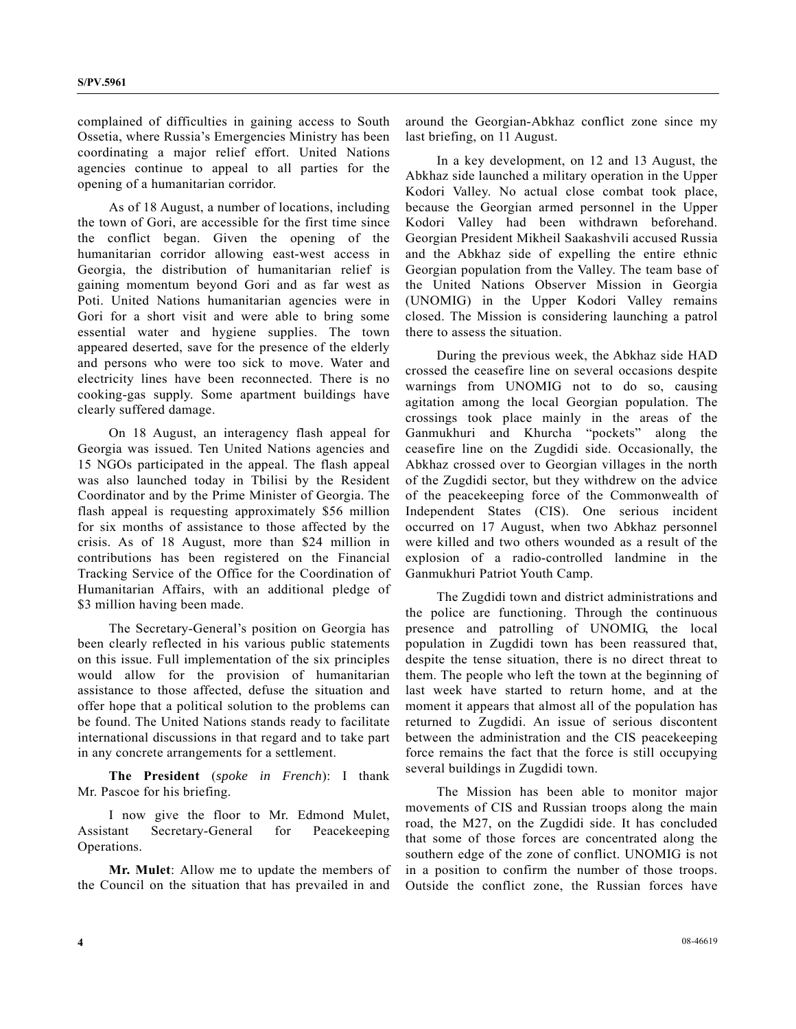complained of difficulties in gaining access to South Ossetia, where Russia's Emergencies Ministry has been coordinating a major relief effort. United Nations agencies continue to appeal to all parties for the opening of a humanitarian corridor.

As of 18 August, a number of locations, including the town of Gori, are accessible for the first time since the conflict began. Given the opening of the humanitarian corridor allowing east-west access in Georgia, the distribution of humanitarian relief is gaining momentum beyond Gori and as far west as Poti. United Nations humanitarian agencies were in Gori for a short visit and were able to bring some essential water and hygiene supplies. The town appeared deserted, save for the presence of the elderly and persons who were too sick to move. Water and electricity lines have been reconnected. There is no cooking-gas supply. Some apartment buildings have clearly suffered damage.

On 18 August, an interagency flash appeal for Georgia was issued. Ten United Nations agencies and 15 NGOs participated in the appeal. The flash appeal was also launched today in Tbilisi by the Resident Coordinator and by the Prime Minister of Georgia. The flash appeal is requesting approximately \$56 million for six months of assistance to those affected by the crisis. As of 18 August, more than \$24 million in contributions has been registered on the Financial Tracking Service of the Office for the Coordination of Humanitarian Affairs, with an additional pledge of \$3 million having been made.

The Secretary-General's position on Georgia has been clearly reflected in his various public statements on this issue. Full implementation of the six principles would allow for the provision of humanitarian assistance to those affected, defuse the situation and offer hope that a political solution to the problems can be found. The United Nations stands ready to facilitate international discussions in that regard and to take part in any concrete arrangements for a settlement.

**The President** (*spoke in French*): I thank Mr. Pascoe for his briefing.

I now give the floor to Mr. Edmond Mulet, Assistant Secretary-General for Peacekeeping Operations.

**Mr. Mulet**: Allow me to update the members of the Council on the situation that has prevailed in and around the Georgian-Abkhaz conflict zone since my last briefing, on 11 August.

In a key development, on 12 and 13 August, the Abkhaz side launched a military operation in the Upper Kodori Valley. No actual close combat took place, because the Georgian armed personnel in the Upper Kodori Valley had been withdrawn beforehand. Georgian President Mikheil Saakashvili accused Russia and the Abkhaz side of expelling the entire ethnic Georgian population from the Valley. The team base of the United Nations Observer Mission in Georgia (UNOMIG) in the Upper Kodori Valley remains closed. The Mission is considering launching a patrol there to assess the situation.

During the previous week, the Abkhaz side HAD crossed the ceasefire line on several occasions despite warnings from UNOMIG not to do so, causing agitation among the local Georgian population. The crossings took place mainly in the areas of the Ganmukhuri and Khurcha "pockets" along the ceasefire line on the Zugdidi side. Occasionally, the Abkhaz crossed over to Georgian villages in the north of the Zugdidi sector, but they withdrew on the advice of the peacekeeping force of the Commonwealth of Independent States (CIS). One serious incident occurred on 17 August, when two Abkhaz personnel were killed and two others wounded as a result of the explosion of a radio-controlled landmine in the Ganmukhuri Patriot Youth Camp.

The Zugdidi town and district administrations and the police are functioning. Through the continuous presence and patrolling of UNOMIG, the local population in Zugdidi town has been reassured that, despite the tense situation, there is no direct threat to them. The people who left the town at the beginning of last week have started to return home, and at the moment it appears that almost all of the population has returned to Zugdidi. An issue of serious discontent between the administration and the CIS peacekeeping force remains the fact that the force is still occupying several buildings in Zugdidi town.

The Mission has been able to monitor major movements of CIS and Russian troops along the main road, the M27, on the Zugdidi side. It has concluded that some of those forces are concentrated along the southern edge of the zone of conflict. UNOMIG is not in a position to confirm the number of those troops. Outside the conflict zone, the Russian forces have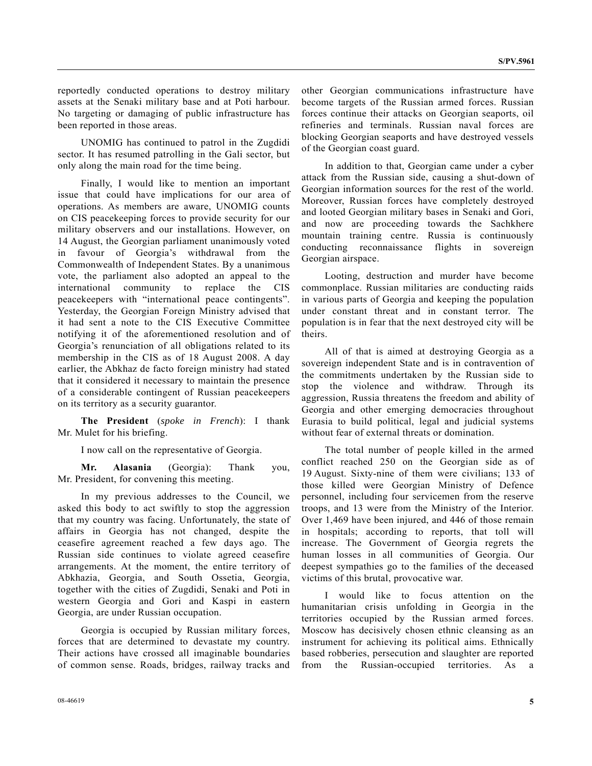reportedly conducted operations to destroy military assets at the Senaki military base and at Poti harbour. No targeting or damaging of public infrastructure has been reported in those areas.

UNOMIG has continued to patrol in the Zugdidi sector. It has resumed patrolling in the Gali sector, but only along the main road for the time being.

Finally, I would like to mention an important issue that could have implications for our area of operations. As members are aware, UNOMIG counts on CIS peacekeeping forces to provide security for our military observers and our installations. However, on 14 August, the Georgian parliament unanimously voted in favour of Georgia's withdrawal from the Commonwealth of Independent States. By a unanimous vote, the parliament also adopted an appeal to the international community to replace the CIS peacekeepers with "international peace contingents". Yesterday, the Georgian Foreign Ministry advised that it had sent a note to the CIS Executive Committee notifying it of the aforementioned resolution and of Georgia's renunciation of all obligations related to its membership in the CIS as of 18 August 2008. A day earlier, the Abkhaz de facto foreign ministry had stated that it considered it necessary to maintain the presence of a considerable contingent of Russian peacekeepers on its territory as a security guarantor.

**The President** (*spoke in French*): I thank Mr. Mulet for his briefing.

I now call on the representative of Georgia.

**Mr. Alasania** (Georgia): Thank you, Mr. President, for convening this meeting.

In my previous addresses to the Council, we asked this body to act swiftly to stop the aggression that my country was facing. Unfortunately, the state of affairs in Georgia has not changed, despite the ceasefire agreement reached a few days ago. The Russian side continues to violate agreed ceasefire arrangements. At the moment, the entire territory of Abkhazia, Georgia, and South Ossetia, Georgia, together with the cities of Zugdidi, Senaki and Poti in western Georgia and Gori and Kaspi in eastern Georgia, are under Russian occupation.

Georgia is occupied by Russian military forces, forces that are determined to devastate my country. Their actions have crossed all imaginable boundaries of common sense. Roads, bridges, railway tracks and other Georgian communications infrastructure have become targets of the Russian armed forces. Russian forces continue their attacks on Georgian seaports, oil refineries and terminals. Russian naval forces are blocking Georgian seaports and have destroyed vessels of the Georgian coast guard.

In addition to that, Georgian came under a cyber attack from the Russian side, causing a shut-down of Georgian information sources for the rest of the world. Moreover, Russian forces have completely destroyed and looted Georgian military bases in Senaki and Gori, and now are proceeding towards the Sachkhere mountain training centre. Russia is continuously conducting reconnaissance flights in sovereign Georgian airspace.

Looting, destruction and murder have become commonplace. Russian militaries are conducting raids in various parts of Georgia and keeping the population under constant threat and in constant terror. The population is in fear that the next destroyed city will be theirs.

All of that is aimed at destroying Georgia as a sovereign independent State and is in contravention of the commitments undertaken by the Russian side to stop the violence and withdraw. Through its aggression, Russia threatens the freedom and ability of Georgia and other emerging democracies throughout Eurasia to build political, legal and judicial systems without fear of external threats or domination.

The total number of people killed in the armed conflict reached 250 on the Georgian side as of 19 August. Sixty-nine of them were civilians; 133 of those killed were Georgian Ministry of Defence personnel, including four servicemen from the reserve troops, and 13 were from the Ministry of the Interior. Over 1,469 have been injured, and 446 of those remain in hospitals; according to reports, that toll will increase. The Government of Georgia regrets the human losses in all communities of Georgia. Our deepest sympathies go to the families of the deceased victims of this brutal, provocative war.

I would like to focus attention on the humanitarian crisis unfolding in Georgia in the territories occupied by the Russian armed forces. Moscow has decisively chosen ethnic cleansing as an instrument for achieving its political aims. Ethnically based robberies, persecution and slaughter are reported from the Russian-occupied territories. As a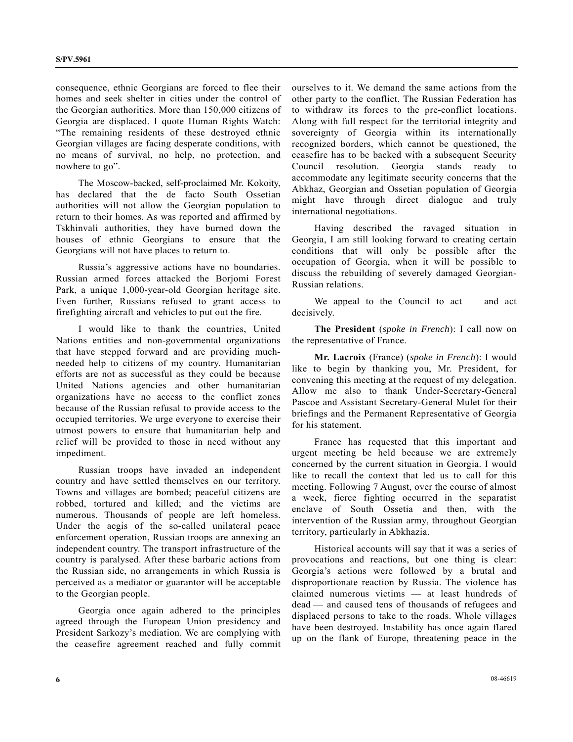consequence, ethnic Georgians are forced to flee their homes and seek shelter in cities under the control of the Georgian authorities. More than 150,000 citizens of Georgia are displaced. I quote Human Rights Watch: "The remaining residents of these destroyed ethnic Georgian villages are facing desperate conditions, with no means of survival, no help, no protection, and nowhere to go".

The Moscow-backed, self-proclaimed Mr. Kokoity, has declared that the de facto South Ossetian authorities will not allow the Georgian population to return to their homes. As was reported and affirmed by Tskhinvali authorities, they have burned down the houses of ethnic Georgians to ensure that the Georgians will not have places to return to.

Russia's aggressive actions have no boundaries. Russian armed forces attacked the Borjomi Forest Park, a unique 1,000-year-old Georgian heritage site. Even further, Russians refused to grant access to firefighting aircraft and vehicles to put out the fire.

I would like to thank the countries, United Nations entities and non-governmental organizations that have stepped forward and are providing much-needed help to citizens of my country. Humanitarian efforts are not as successful as they could be because United Nations agencies and other humanitarian organizations have no access to the conflict zones because of the Russian refusal to provide access to the occupied territories. We urge everyone to exercise their utmost powers to ensure that humanitarian help and relief will be provided to those in need without any impediment.

Russian troops have invaded an independent country and have settled themselves on our territory. Towns and villages are bombed; peaceful citizens are robbed, tortured and killed; and the victims are numerous. Thousands of people are left homeless. Under the aegis of the so-called unilateral peace enforcement operation, Russian troops are annexing an independent country. The transport infrastructure of the country is paralysed. After these barbaric actions from the Russian side, no arrangements in which Russia is perceived as a mediator or guarantor will be acceptable to the Georgian people.

Georgia once again adhered to the principles agreed through the European Union presidency and President Sarkozy's mediation. We are complying with the ceasefire agreement reached and fully commit ourselves to it. We demand the same actions from the other party to the conflict. The Russian Federation has to withdraw its forces to the pre-conflict locations. Along with full respect for the territorial integrity and sovereignty of Georgia within its internationally recognized borders, which cannot be questioned, the ceasefire has to be backed with a subsequent Security Council resolution. Georgia stands ready to accommodate any legitimate security concerns that the Abkhaz, Georgian and Ossetian population of Georgia might have through direct dialogue and truly international negotiations.

Having described the ravaged situation in Georgia, I am still looking forward to creating certain conditions that will only be possible after the occupation of Georgia, when it will be possible to discuss the rebuilding of severely damaged Georgian-Russian relations.

We appeal to the Council to act — and act decisively.

**The President** (*spoke in French*): I call now on the representative of France.

**Mr. Lacroix** (France) (*spoke in French*): I would like to begin by thanking you, Mr. President, for convening this meeting at the request of my delegation. Allow me also to thank Under-Secretary-General Pascoe and Assistant Secretary-General Mulet for their briefings and the Permanent Representative of Georgia for his statement.

France has requested that this important and urgent meeting be held because we are extremely concerned by the current situation in Georgia. I would like to recall the context that led us to call for this meeting. Following 7 August, over the course of almost a week, fierce fighting occurred in the separatist enclave of South Ossetia and then, with the intervention of the Russian army, throughout Georgian territory, particularly in Abkhazia.

Historical accounts will say that it was a series of provocations and reactions, but one thing is clear: Georgia's actions were followed by a brutal and disproportionate reaction by Russia. The violence has claimed numerous victims — at least hundreds of dead — and caused tens of thousands of refugees and displaced persons to take to the roads. Whole villages have been destroyed. Instability has once again flared up on the flank of Europe, threatening peace in the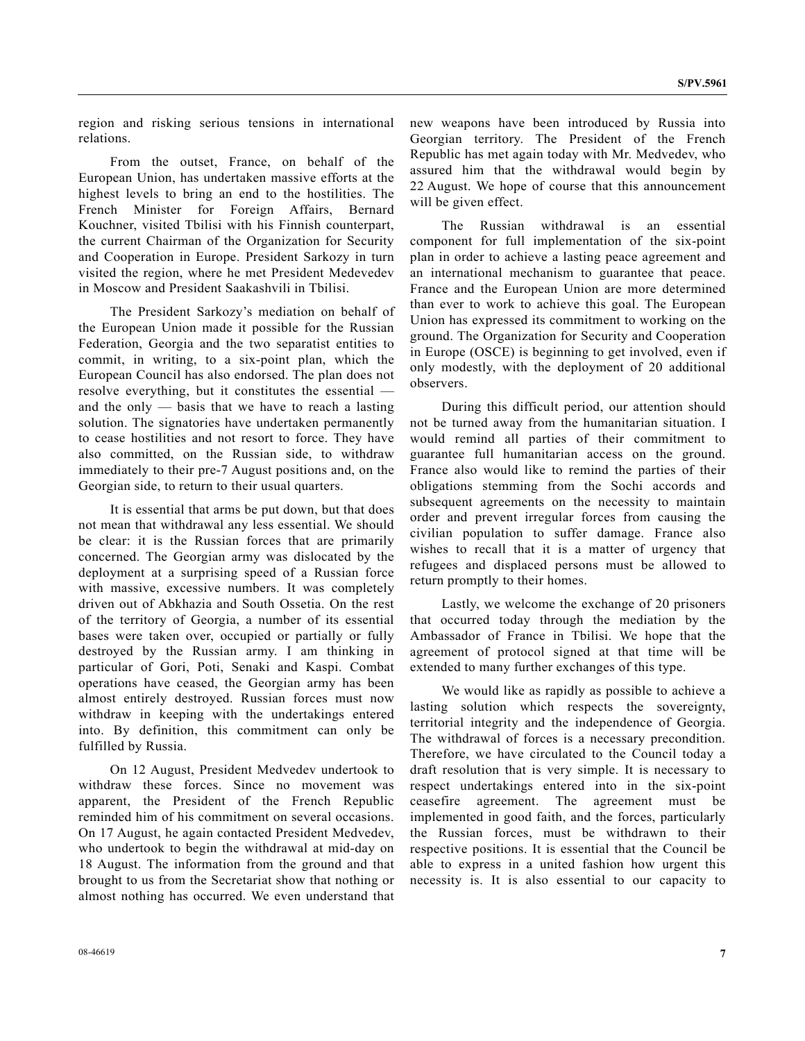region and risking serious tensions in international relations.

From the outset, France, on behalf of the European Union, has undertaken massive efforts at the highest levels to bring an end to the hostilities. The French Minister for Foreign Affairs, Bernard Kouchner, visited Tbilisi with his Finnish counterpart, the current Chairman of the Organization for Security and Cooperation in Europe. President Sarkozy in turn visited the region, where he met President Medevedev in Moscow and President Saakashvili in Tbilisi.

The President Sarkozy's mediation on behalf of the European Union made it possible for the Russian Federation, Georgia and the two separatist entities to commit, in writing, to a six-point plan, which the European Council has also endorsed. The plan does not resolve everything, but it constitutes the essential — and the only — basis that we have to reach a lasting solution. The signatories have undertaken permanently to cease hostilities and not resort to force. They have also committed, on the Russian side, to withdraw immediately to their pre-7 August positions and, on the Georgian side, to return to their usual quarters.

It is essential that arms be put down, but that does not mean that withdrawal any less essential. We should be clear: it is the Russian forces that are primarily concerned. The Georgian army was dislocated by the deployment at a surprising speed of a Russian force with massive, excessive numbers. It was completely driven out of Abkhazia and South Ossetia. On the rest of the territory of Georgia, a number of its essential bases were taken over, occupied or partially or fully destroyed by the Russian army. I am thinking in particular of Gori, Poti, Senaki and Kaspi. Combat operations have ceased, the Georgian army has been almost entirely destroyed. Russian forces must now withdraw in keeping with the undertakings entered into. By definition, this commitment can only be fulfilled by Russia.

On 12 August, President Medvedev undertook to withdraw these forces. Since no movement was apparent, the President of the French Republic reminded him of his commitment on several occasions. On 17 August, he again contacted President Medvedev, who undertook to begin the withdrawal at mid-day on 18 August. The information from the ground and that brought to us from the Secretariat show that nothing or almost nothing has occurred. We even understand that new weapons have been introduced by Russia into Georgian territory. The President of the French Republic has met again today with Mr. Medvedev, who assured him that the withdrawal would begin by 22 August. We hope of course that this announcement will be given effect.

The Russian withdrawal is an essential component for full implementation of the six-point plan in order to achieve a lasting peace agreement and an international mechanism to guarantee that peace. France and the European Union are more determined than ever to work to achieve this goal. The European Union has expressed its commitment to working on the ground. The Organization for Security and Cooperation in Europe (OSCE) is beginning to get involved, even if only modestly, with the deployment of 20 additional observers.

During this difficult period, our attention should not be turned away from the humanitarian situation. I would remind all parties of their commitment to guarantee full humanitarian access on the ground. France also would like to remind the parties of their obligations stemming from the Sochi accords and subsequent agreements on the necessity to maintain order and prevent irregular forces from causing the civilian population to suffer damage. France also wishes to recall that it is a matter of urgency that refugees and displaced persons must be allowed to return promptly to their homes.

Lastly, we welcome the exchange of 20 prisoners that occurred today through the mediation by the Ambassador of France in Tbilisi. We hope that the agreement of protocol signed at that time will be extended to many further exchanges of this type.

We would like as rapidly as possible to achieve a lasting solution which respects the sovereignty, territorial integrity and the independence of Georgia. The withdrawal of forces is a necessary precondition. Therefore, we have circulated to the Council today a draft resolution that is very simple. It is necessary to respect undertakings entered into in the six-point ceasefire agreement. The agreement must be implemented in good faith, and the forces, particularly the Russian forces, must be withdrawn to their respective positions. It is essential that the Council be able to express in a united fashion how urgent this necessity is. It is also essential to our capacity to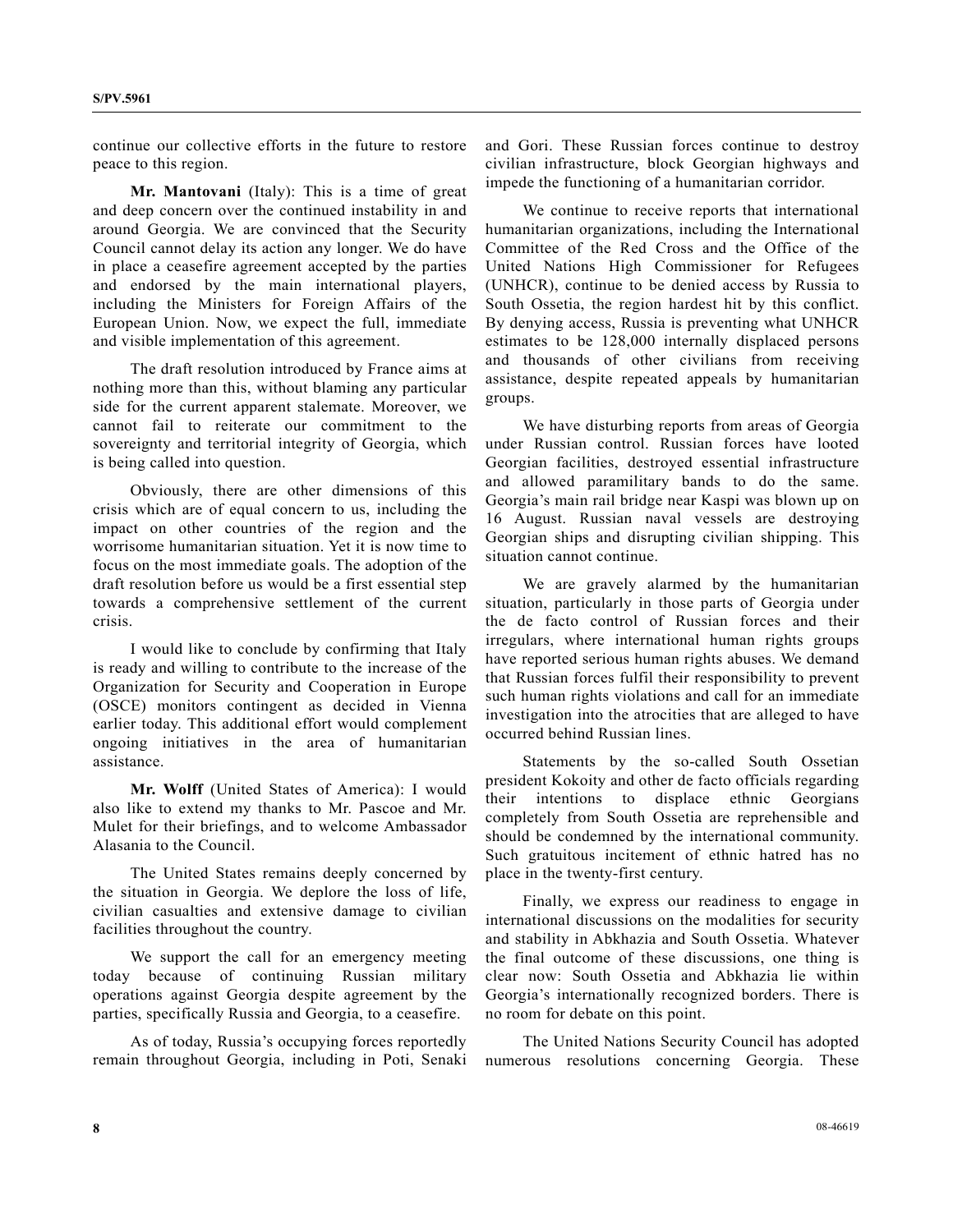continue our collective efforts in the future to restore peace to this region.

**Mr. Mantovani** (Italy): This is a time of great and deep concern over the continued instability in and around Georgia. We are convinced that the Security Council cannot delay its action any longer. We do have in place a ceasefire agreement accepted by the parties and endorsed by the main international players, including the Ministers for Foreign Affairs of the European Union. Now, we expect the full, immediate and visible implementation of this agreement.

The draft resolution introduced by France aims at nothing more than this, without blaming any particular side for the current apparent stalemate. Moreover, we cannot fail to reiterate our commitment to the sovereignty and territorial integrity of Georgia, which is being called into question.

Obviously, there are other dimensions of this crisis which are of equal concern to us, including the impact on other countries of the region and the worrisome humanitarian situation. Yet it is now time to focus on the most immediate goals. The adoption of the draft resolution before us would be a first essential step towards a comprehensive settlement of the current crisis.

I would like to conclude by confirming that Italy is ready and willing to contribute to the increase of the Organization for Security and Cooperation in Europe (OSCE) monitors contingent as decided in Vienna earlier today. This additional effort would complement ongoing initiatives in the area of humanitarian assistance.

**Mr. Wolff** (United States of America): I would also like to extend my thanks to Mr. Pascoe and Mr. Mulet for their briefings, and to welcome Ambassador Alasania to the Council.

The United States remains deeply concerned by the situation in Georgia. We deplore the loss of life, civilian casualties and extensive damage to civilian facilities throughout the country.

We support the call for an emergency meeting today because of continuing Russian military operations against Georgia despite agreement by the parties, specifically Russia and Georgia, to a ceasefire.

As of today, Russia's occupying forces reportedly remain throughout Georgia, including in Poti, Senaki and Gori. These Russian forces continue to destroy civilian infrastructure, block Georgian highways and impede the functioning of a humanitarian corridor.

We continue to receive reports that international humanitarian organizations, including the International Committee of the Red Cross and the Office of the United Nations High Commissioner for Refugees (UNHCR), continue to be denied access by Russia to South Ossetia, the region hardest hit by this conflict. By denying access, Russia is preventing what UNHCR estimates to be 128,000 internally displaced persons and thousands of other civilians from receiving assistance, despite repeated appeals by humanitarian groups.

We have disturbing reports from areas of Georgia under Russian control. Russian forces have looted Georgian facilities, destroyed essential infrastructure and allowed paramilitary bands to do the same. Georgia's main rail bridge near Kaspi was blown up on 16 August. Russian naval vessels are destroying Georgian ships and disrupting civilian shipping. This situation cannot continue.

We are gravely alarmed by the humanitarian situation, particularly in those parts of Georgia under the de facto control of Russian forces and their irregulars, where international human rights groups have reported serious human rights abuses. We demand that Russian forces fulfil their responsibility to prevent such human rights violations and call for an immediate investigation into the atrocities that are alleged to have occurred behind Russian lines.

Statements by the so-called South Ossetian president Kokoity and other de facto officials regarding their intentions to displace ethnic Georgians completely from South Ossetia are reprehensible and should be condemned by the international community. Such gratuitous incitement of ethnic hatred has no place in the twenty-first century.

Finally, we express our readiness to engage in international discussions on the modalities for security and stability in Abkhazia and South Ossetia. Whatever the final outcome of these discussions, one thing is clear now: South Ossetia and Abkhazia lie within Georgia's internationally recognized borders. There is no room for debate on this point.

The United Nations Security Council has adopted numerous resolutions concerning Georgia. These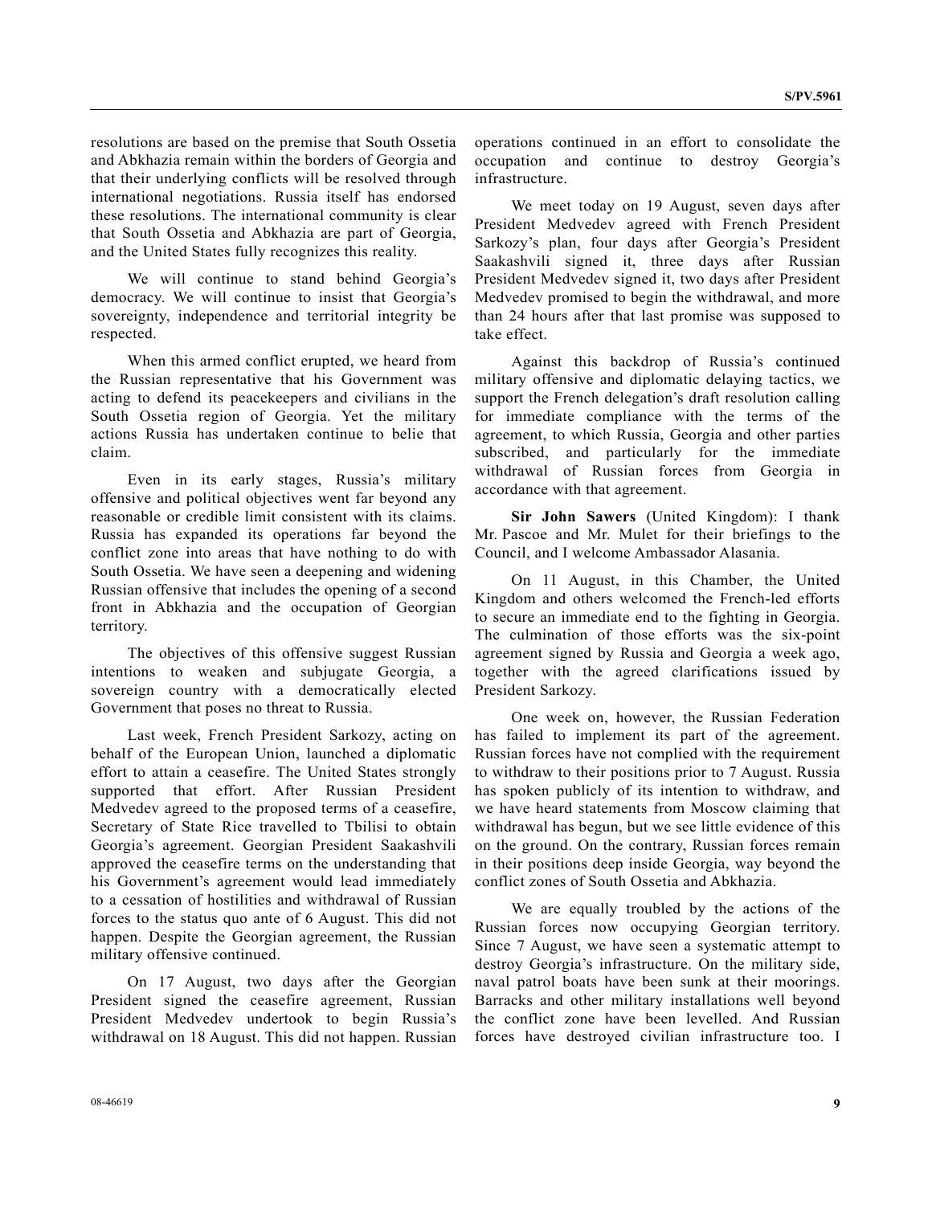resolutions are based on the premise that South Ossetia and Abkhazia remain within the borders of Georgia and that their underlying conflicts will be resolved through international negotiations. Russia itself has endorsed these resolutions. The international community is clear that South Ossetia and Abkhazia are part of Georgia, and the United States fully recognizes this reality.

We will continue to stand behind Georgia's democracy. We will continue to insist that Georgia's sovereignty, independence and territorial integrity be respected.

When this armed conflict erupted, we heard from the Russian representative that his Government was acting to defend its peacekeepers and civilians in the South Ossetia region of Georgia. Yet the military actions Russia has undertaken continue to belie that claim.

Even in its early stages, Russia's military offensive and political objectives went far beyond any reasonable or credible limit consistent with its claims. Russia has expanded its operations far beyond the conflict zone into areas that have nothing to do with South Ossetia. We have seen a deepening and widening Russian offensive that includes the opening of a second front in Abkhazia and the occupation of Georgian territory.

The objectives of this offensive suggest Russian intentions to weaken and subjugate Georgia, a sovereign country with a democratically elected Government that poses no threat to Russia.

Last week, French President Sarkozy, acting on behalf of the European Union, launched a diplomatic effort to attain a ceasefire. The United States strongly supported that effort. After Russian President Medvedev agreed to the proposed terms of a ceasefire, Secretary of State Rice travelled to Tbilisi to obtain Georgia's agreement. Georgian President Saakashvili approved the ceasefire terms on the understanding that his Government's agreement would lead immediately to a cessation of hostilities and withdrawal of Russian forces to the status quo ante of 6 August. This did not happen. Despite the Georgian agreement, the Russian military offensive continued.

On 17 August, two days after the Georgian President signed the ceasefire agreement, Russian President Medvedev undertook to begin Russia's withdrawal on 18 August. This did not happen. Russian operations continued in an effort to consolidate the occupation and continue to destroy Georgia's infrastructure.

We meet today on 19 August, seven days after President Medvedev agreed with French President Sarkozy's plan, four days after Georgia's President Saakashvili signed it, three days after Russian President Medvedev signed it, two days after President Medvedev promised to begin the withdrawal, and more than 24 hours after that last promise was supposed to take effect.

Against this backdrop of Russia's continued military offensive and diplomatic delaying tactics, we support the French delegation's draft resolution calling for immediate compliance with the terms of the agreement, to which Russia, Georgia and other parties subscribed, and particularly for the immediate withdrawal of Russian forces from Georgia in accordance with that agreement.

**Sir John Sawers** (United Kingdom): I thank Mr. Pascoe and Mr. Mulet for their briefings to the Council, and I welcome Ambassador Alasania.

On 11 August, in this Chamber, the United Kingdom and others welcomed the French-led efforts to secure an immediate end to the fighting in Georgia. The culmination of those efforts was the six-point agreement signed by Russia and Georgia a week ago, together with the agreed clarifications issued by President Sarkozy.

One week on, however, the Russian Federation has failed to implement its part of the agreement. Russian forces have not complied with the requirement to withdraw to their positions prior to 7 August. Russia has spoken publicly of its intention to withdraw, and we have heard statements from Moscow claiming that withdrawal has begun, but we see little evidence of this on the ground. On the contrary, Russian forces remain in their positions deep inside Georgia, way beyond the conflict zones of South Ossetia and Abkhazia.

We are equally troubled by the actions of the Russian forces now occupying Georgian territory. Since 7 August, we have seen a systematic attempt to destroy Georgia's infrastructure. On the military side, naval patrol boats have been sunk at their moorings. Barracks and other military installations well beyond the conflict zone have been levelled. And Russian forces have destroyed civilian infrastructure too. I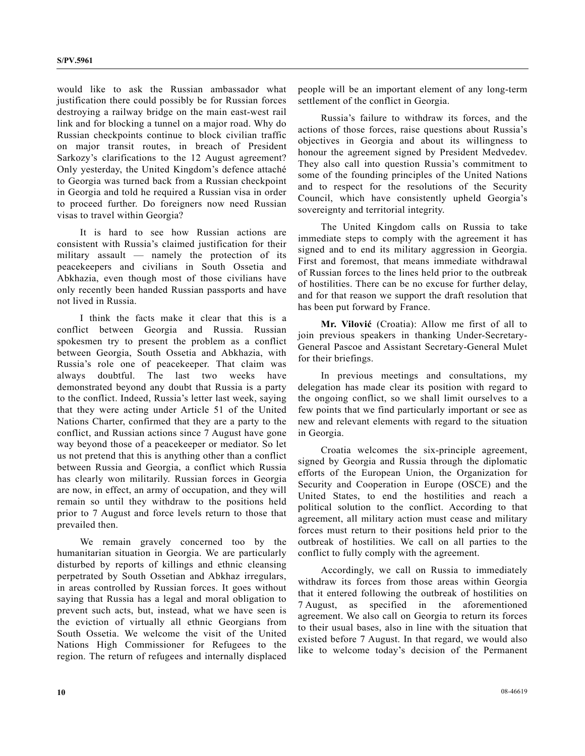would like to ask the Russian ambassador what justification there could possibly be for Russian forces destroying a railway bridge on the main east-west rail link and for blocking a tunnel on a major road. Why do Russian checkpoints continue to block civilian traffic on major transit routes, in breach of President Sarkozy's clarifications to the 12 August agreement? Only yesterday, the United Kingdom's defence attaché to Georgia was turned back from a Russian checkpoint in Georgia and told he required a Russian visa in order to proceed further. Do foreigners now need Russian visas to travel within Georgia?

It is hard to see how Russian actions are consistent with Russia's claimed justification for their military assault — namely the protection of its peacekeepers and civilians in South Ossetia and Abkhazia, even though most of those civilians have only recently been handed Russian passports and have not lived in Russia.

I think the facts make it clear that this is a conflict between Georgia and Russia. Russian spokesmen try to present the problem as a conflict between Georgia, South Ossetia and Abkhazia, with Russia's role one of peacekeeper. That claim was always doubtful. The last two weeks have demonstrated beyond any doubt that Russia is a party to the conflict. Indeed, Russia's letter last week, saying that they were acting under Article 51 of the United Nations Charter, confirmed that they are a party to the conflict, and Russian actions since 7 August have gone way beyond those of a peacekeeper or mediator. So let us not pretend that this is anything other than a conflict between Russia and Georgia, a conflict which Russia has clearly won militarily. Russian forces in Georgia are now, in effect, an army of occupation, and they will remain so until they withdraw to the positions held prior to 7 August and force levels return to those that prevailed then.

We remain gravely concerned too by the humanitarian situation in Georgia. We are particularly disturbed by reports of killings and ethnic cleansing perpetrated by South Ossetian and Abkhaz irregulars, in areas controlled by Russian forces. It goes without saying that Russia has a legal and moral obligation to prevent such acts, but, instead, what we have seen is the eviction of virtually all ethnic Georgians from South Ossetia. We welcome the visit of the United Nations High Commissioner for Refugees to the region. The return of refugees and internally displaced people will be an important element of any long-term settlement of the conflict in Georgia.

Russia's failure to withdraw its forces, and the actions of those forces, raise questions about Russia's objectives in Georgia and about its willingness to honour the agreement signed by President Medvedev. They also call into question Russia's commitment to some of the founding principles of the United Nations and to respect for the resolutions of the Security Council, which have consistently upheld Georgia's sovereignty and territorial integrity.

The United Kingdom calls on Russia to take immediate steps to comply with the agreement it has signed and to end its military aggression in Georgia. First and foremost, that means immediate withdrawal of Russian forces to the lines held prior to the outbreak of hostilities. There can be no excuse for further delay, and for that reason we support the draft resolution that has been put forward by France.

**Mr. Vilović** (Croatia): Allow me first of all to join previous speakers in thanking Under-Secretary-General Pascoe and Assistant Secretary-General Mulet for their briefings.

In previous meetings and consultations, my delegation has made clear its position with regard to the ongoing conflict, so we shall limit ourselves to a few points that we find particularly important or see as new and relevant elements with regard to the situation in Georgia.

Croatia welcomes the six-principle agreement, signed by Georgia and Russia through the diplomatic efforts of the European Union, the Organization for Security and Cooperation in Europe (OSCE) and the United States, to end the hostilities and reach a political solution to the conflict. According to that agreement, all military action must cease and military forces must return to their positions held prior to the outbreak of hostilities. We call on all parties to the conflict to fully comply with the agreement.

Accordingly, we call on Russia to immediately withdraw its forces from those areas within Georgia that it entered following the outbreak of hostilities on 7 August, as specified in the aforementioned agreement. We also call on Georgia to return its forces to their usual bases, also in line with the situation that existed before 7 August. In that regard, we would also like to welcome today's decision of the Permanent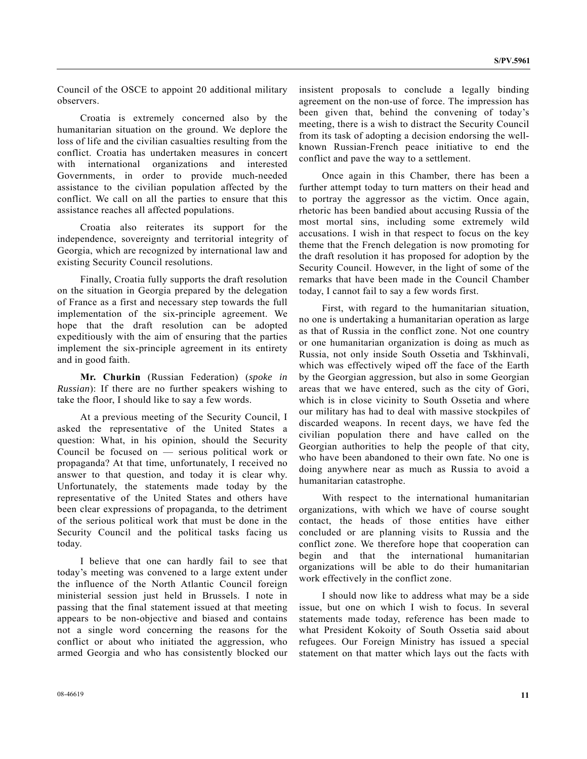Council of the OSCE to appoint 20 additional military observers.

Croatia is extremely concerned also by the humanitarian situation on the ground. We deplore the loss of life and the civilian casualties resulting from the conflict. Croatia has undertaken measures in concert with international organizations and interested Governments, in order to provide much-needed assistance to the civilian population affected by the conflict. We call on all the parties to ensure that this assistance reaches all affected populations.

Croatia also reiterates its support for the independence, sovereignty and territorial integrity of Georgia, which are recognized by international law and existing Security Council resolutions.

Finally, Croatia fully supports the draft resolution on the situation in Georgia prepared by the delegation of France as a first and necessary step towards the full implementation of the six-principle agreement. We hope that the draft resolution can be adopted expeditiously with the aim of ensuring that the parties implement the six-principle agreement in its entirety and in good faith.

**Mr. Churkin** (Russian Federation) (*spoke in Russian*): If there are no further speakers wishing to take the floor, I should like to say a few words.

At a previous meeting of the Security Council, I asked the representative of the United States a question: What, in his opinion, should the Security Council be focused on — serious political work or propaganda? At that time, unfortunately, I received no answer to that question, and today it is clear why. Unfortunately, the statements made today by the representative of the United States and others have been clear expressions of propaganda, to the detriment of the serious political work that must be done in the Security Council and the political tasks facing us today.

I believe that one can hardly fail to see that today's meeting was convened to a large extent under the influence of the North Atlantic Council foreign ministerial session just held in Brussels. I note in passing that the final statement issued at that meeting appears to be non-objective and biased and contains not a single word concerning the reasons for the conflict or about who initiated the aggression, who armed Georgia and who has consistently blocked our insistent proposals to conclude a legally binding agreement on the non-use of force. The impression has been given that, behind the convening of today's meeting, there is a wish to distract the Security Council from its task of adopting a decision endorsing the well-known Russian-French peace initiative to end the conflict and pave the way to a settlement.

Once again in this Chamber, there has been a further attempt today to turn matters on their head and to portray the aggressor as the victim. Once again, rhetoric has been bandied about accusing Russia of the most mortal sins, including some extremely wild accusations. I wish in that respect to focus on the key theme that the French delegation is now promoting for the draft resolution it has proposed for adoption by the Security Council. However, in the light of some of the remarks that have been made in the Council Chamber today, I cannot fail to say a few words first.

First, with regard to the humanitarian situation, no one is undertaking a humanitarian operation as large as that of Russia in the conflict zone. Not one country or one humanitarian organization is doing as much as Russia, not only inside South Ossetia and Tskhinvali, which was effectively wiped off the face of the Earth by the Georgian aggression, but also in some Georgian areas that we have entered, such as the city of Gori, which is in close vicinity to South Ossetia and where our military has had to deal with massive stockpiles of discarded weapons. In recent days, we have fed the civilian population there and have called on the Georgian authorities to help the people of that city, who have been abandoned to their own fate. No one is doing anywhere near as much as Russia to avoid a humanitarian catastrophe.

With respect to the international humanitarian organizations, with which we have of course sought contact, the heads of those entities have either concluded or are planning visits to Russia and the conflict zone. We therefore hope that cooperation can begin and that the international humanitarian organizations will be able to do their humanitarian work effectively in the conflict zone.

I should now like to address what may be a side issue, but one on which I wish to focus. In several statements made today, reference has been made to what President Kokoity of South Ossetia said about refugees. Our Foreign Ministry has issued a special statement on that matter which lays out the facts with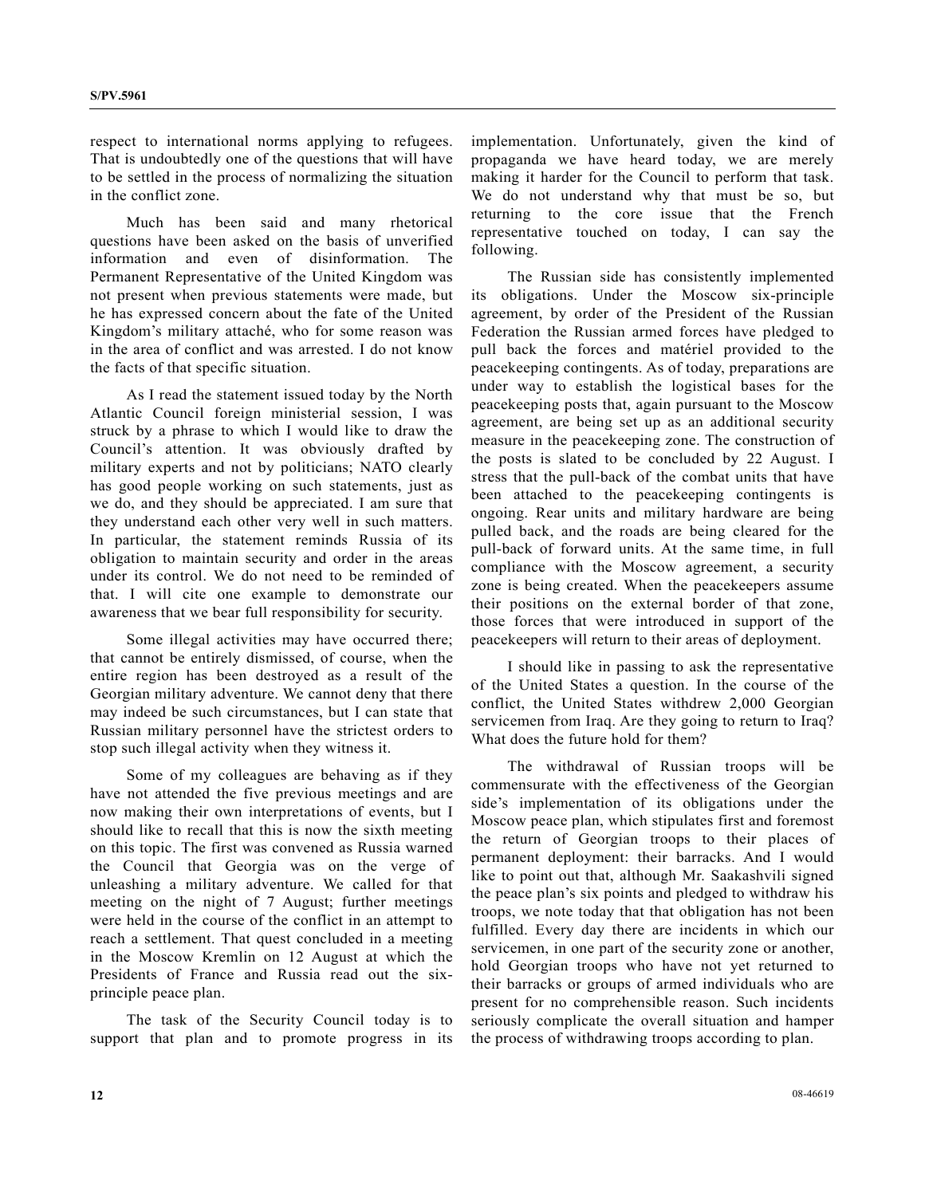respect to international norms applying to refugees. That is undoubtedly one of the questions that will have to be settled in the process of normalizing the situation in the conflict zone.

Much has been said and many rhetorical questions have been asked on the basis of unverified information and even of disinformation. The Permanent Representative of the United Kingdom was not present when previous statements were made, but he has expressed concern about the fate of the United Kingdom's military attaché, who for some reason was in the area of conflict and was arrested. I do not know the facts of that specific situation.

As I read the statement issued today by the North Atlantic Council foreign ministerial session, I was struck by a phrase to which I would like to draw the Council's attention. It was obviously drafted by military experts and not by politicians; NATO clearly has good people working on such statements, just as we do, and they should be appreciated. I am sure that they understand each other very well in such matters. In particular, the statement reminds Russia of its obligation to maintain security and order in the areas under its control. We do not need to be reminded of that. I will cite one example to demonstrate our awareness that we bear full responsibility for security.

Some illegal activities may have occurred there; that cannot be entirely dismissed, of course, when the entire region has been destroyed as a result of the Georgian military adventure. We cannot deny that there may indeed be such circumstances, but I can state that Russian military personnel have the strictest orders to stop such illegal activity when they witness it.

Some of my colleagues are behaving as if they have not attended the five previous meetings and are now making their own interpretations of events, but I should like to recall that this is now the sixth meeting on this topic. The first was convened as Russia warned the Council that Georgia was on the verge of unleashing a military adventure. We called for that meeting on the night of 7 August; further meetings were held in the course of the conflict in an attempt to reach a settlement. That quest concluded in a meeting in the Moscow Kremlin on 12 August at which the Presidents of France and Russia read out the six-principle peace plan.

The task of the Security Council today is to support that plan and to promote progress in its implementation. Unfortunately, given the kind of propaganda we have heard today, we are merely making it harder for the Council to perform that task. We do not understand why that must be so, but returning to the core issue that the French representative touched on today, I can say the following.

The Russian side has consistently implemented its obligations. Under the Moscow six-principle agreement, by order of the President of the Russian Federation the Russian armed forces have pledged to pull back the forces and matériel provided to the peacekeeping contingents. As of today, preparations are under way to establish the logistical bases for the peacekeeping posts that, again pursuant to the Moscow agreement, are being set up as an additional security measure in the peacekeeping zone. The construction of the posts is slated to be concluded by 22 August. I stress that the pull-back of the combat units that have been attached to the peacekeeping contingents is ongoing. Rear units and military hardware are being pulled back, and the roads are being cleared for the pull-back of forward units. At the same time, in full compliance with the Moscow agreement, a security zone is being created. When the peacekeepers assume their positions on the external border of that zone, those forces that were introduced in support of the peacekeepers will return to their areas of deployment.

I should like in passing to ask the representative of the United States a question. In the course of the conflict, the United States withdrew 2,000 Georgian servicemen from Iraq. Are they going to return to Iraq? What does the future hold for them?

The withdrawal of Russian troops will be commensurate with the effectiveness of the Georgian side's implementation of its obligations under the Moscow peace plan, which stipulates first and foremost the return of Georgian troops to their places of permanent deployment: their barracks. And I would like to point out that, although Mr. Saakashvili signed the peace plan's six points and pledged to withdraw his troops, we note today that that obligation has not been fulfilled. Every day there are incidents in which our servicemen, in one part of the security zone or another, hold Georgian troops who have not yet returned to their barracks or groups of armed individuals who are present for no comprehensible reason. Such incidents seriously complicate the overall situation and hamper the process of withdrawing troops according to plan.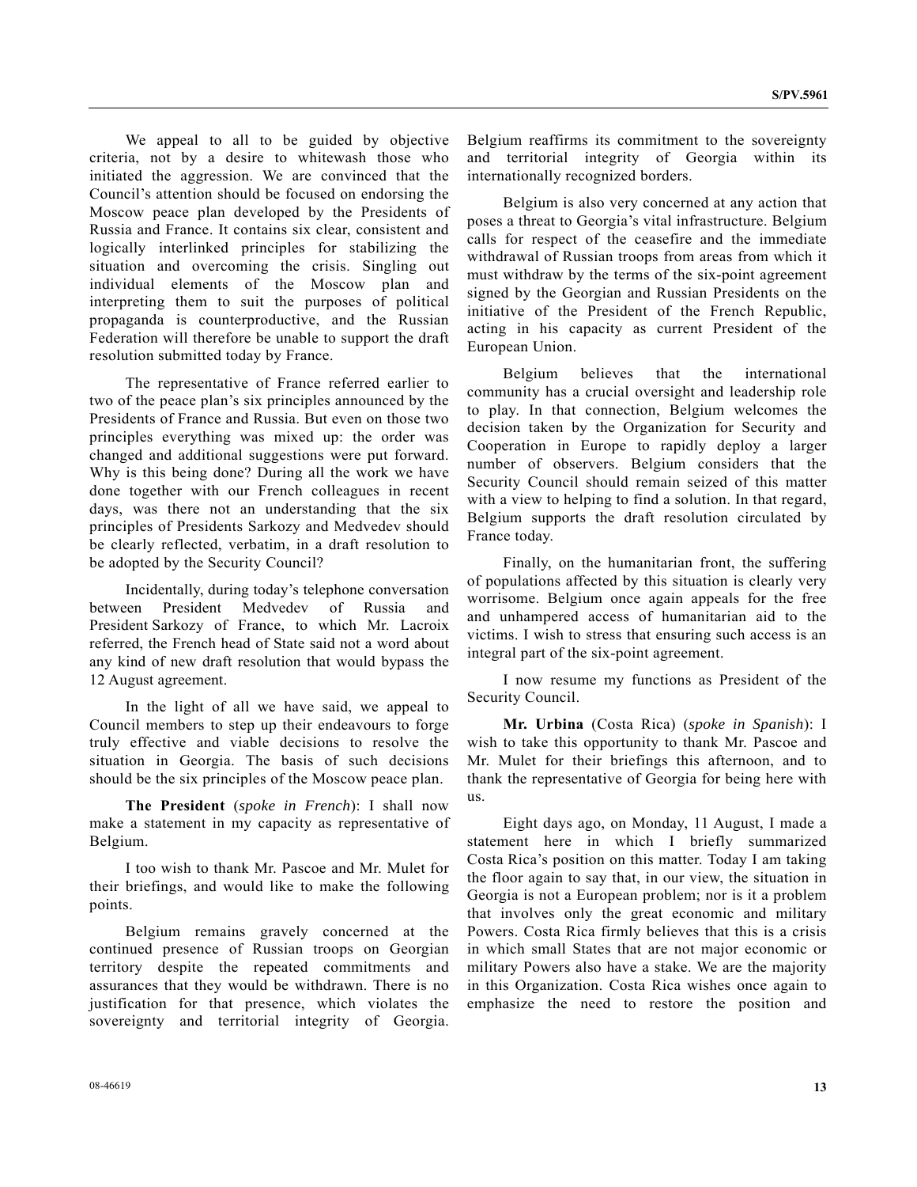We appeal to all to be guided by objective criteria, not by a desire to whitewash those who initiated the aggression. We are convinced that the Council's attention should be focused on endorsing the Moscow peace plan developed by the Presidents of Russia and France. It contains six clear, consistent and logically interlinked principles for stabilizing the situation and overcoming the crisis. Singling out individual elements of the Moscow plan and interpreting them to suit the purposes of political propaganda is counterproductive, and the Russian Federation will therefore be unable to support the draft resolution submitted today by France.

The representative of France referred earlier to two of the peace plan's six principles announced by the Presidents of France and Russia. But even on those two principles everything was mixed up: the order was changed and additional suggestions were put forward. Why is this being done? During all the work we have done together with our French colleagues in recent days, was there not an understanding that the six principles of Presidents Sarkozy and Medvedev should be clearly reflected, verbatim, in a draft resolution to be adopted by the Security Council?

Incidentally, during today's telephone conversation between President Medvedev of Russia and President Sarkozy of France, to which Mr. Lacroix referred, the French head of State said not a word about any kind of new draft resolution that would bypass the 12 August agreement.

In the light of all we have said, we appeal to Council members to step up their endeavours to forge truly effective and viable decisions to resolve the situation in Georgia. The basis of such decisions should be the six principles of the Moscow peace plan.

**The President** (*spoke in French*): I shall now make a statement in my capacity as representative of Belgium.

I too wish to thank Mr. Pascoe and Mr. Mulet for their briefings, and would like to make the following points.

Belgium remains gravely concerned at the continued presence of Russian troops on Georgian territory despite the repeated commitments and assurances that they would be withdrawn. There is no justification for that presence, which violates the sovereignty and territorial integrity of Georgia. Belgium reaffirms its commitment to the sovereignty and territorial integrity of Georgia within its internationally recognized borders.

Belgium is also very concerned at any action that poses a threat to Georgia's vital infrastructure. Belgium calls for respect of the ceasefire and the immediate withdrawal of Russian troops from areas from which it must withdraw by the terms of the six-point agreement signed by the Georgian and Russian Presidents on the initiative of the President of the French Republic, acting in his capacity as current President of the European Union.

Belgium believes that the international community has a crucial oversight and leadership role to play. In that connection, Belgium welcomes the decision taken by the Organization for Security and Cooperation in Europe to rapidly deploy a larger number of observers. Belgium considers that the Security Council should remain seized of this matter with a view to helping to find a solution. In that regard, Belgium supports the draft resolution circulated by France today.

Finally, on the humanitarian front, the suffering of populations affected by this situation is clearly very worrisome. Belgium once again appeals for the free and unhampered access of humanitarian aid to the victims. I wish to stress that ensuring such access is an integral part of the six-point agreement.

I now resume my functions as President of the Security Council.

**Mr. Urbina** (Costa Rica) (*spoke in Spanish*): I wish to take this opportunity to thank Mr. Pascoe and Mr. Mulet for their briefings this afternoon, and to thank the representative of Georgia for being here with us.

Eight days ago, on Monday, 11 August, I made a statement here in which I briefly summarized Costa Rica's position on this matter. Today I am taking the floor again to say that, in our view, the situation in Georgia is not a European problem; nor is it a problem that involves only the great economic and military Powers. Costa Rica firmly believes that this is a crisis in which small States that are not major economic or military Powers also have a stake. We are the majority in this Organization. Costa Rica wishes once again to emphasize the need to restore the position and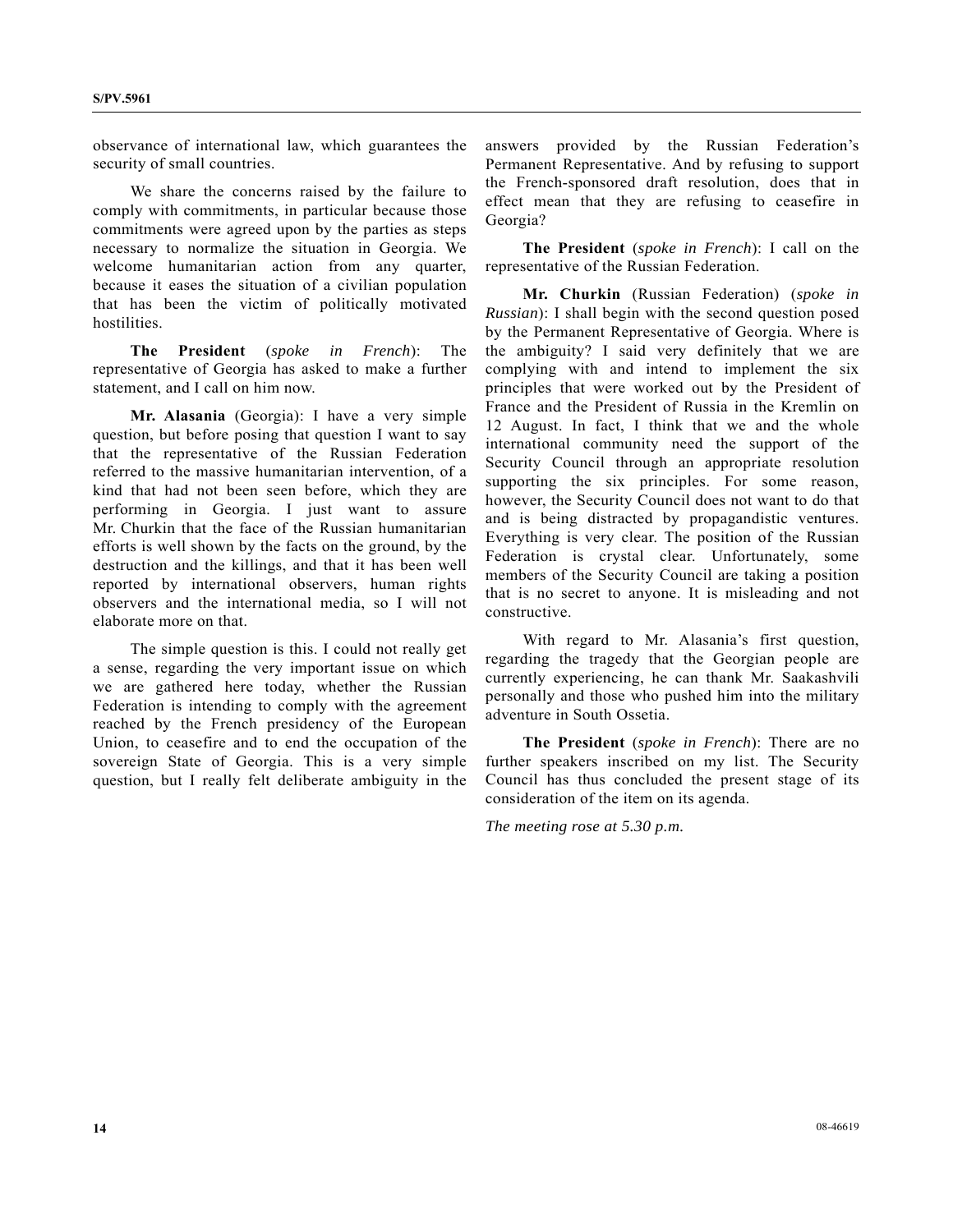observance of international law, which guarantees the security of small countries.

We share the concerns raised by the failure to comply with commitments, in particular because those commitments were agreed upon by the parties as steps necessary to normalize the situation in Georgia. We welcome humanitarian action from any quarter, because it eases the situation of a civilian population that has been the victim of politically motivated hostilities.

**The President** (*spoke in French*): The representative of Georgia has asked to make a further statement, and I call on him now.

**Mr. Alasania** (Georgia): I have a very simple question, but before posing that question I want to say that the representative of the Russian Federation referred to the massive humanitarian intervention, of a kind that had not been seen before, which they are performing in Georgia. I just want to assure Mr. Churkin that the face of the Russian humanitarian efforts is well shown by the facts on the ground, by the destruction and the killings, and that it has been well reported by international observers, human rights observers and the international media, so I will not elaborate more on that.

The simple question is this. I could not really get a sense, regarding the very important issue on which we are gathered here today, whether the Russian Federation is intending to comply with the agreement reached by the French presidency of the European Union, to ceasefire and to end the occupation of the sovereign State of Georgia. This is a very simple question, but I really felt deliberate ambiguity in the answers provided by the Russian Federation's Permanent Representative. And by refusing to support the French-sponsored draft resolution, does that in effect mean that they are refusing to ceasefire in Georgia?

**The President** (*spoke in French*): I call on the representative of the Russian Federation.

**Mr. Churkin** (Russian Federation) (*spoke in Russian*): I shall begin with the second question posed by the Permanent Representative of Georgia. Where is the ambiguity? I said very definitely that we are complying with and intend to implement the six principles that were worked out by the President of France and the President of Russia in the Kremlin on 12 August. In fact, I think that we and the whole international community need the support of the Security Council through an appropriate resolution supporting the six principles. For some reason, however, the Security Council does not want to do that and is being distracted by propagandistic ventures. Everything is very clear. The position of the Russian Federation is crystal clear. Unfortunately, some members of the Security Council are taking a position that is no secret to anyone. It is misleading and not constructive.

With regard to Mr. Alasania's first question, regarding the tragedy that the Georgian people are currently experiencing, he can thank Mr. Saakashvili personally and those who pushed him into the military adventure in South Ossetia.

**The President** (*spoke in French*): There are no further speakers inscribed on my list. The Security Council has thus concluded the present stage of its consideration of the item on its agenda.

*The meeting rose at 5.30 p.m.*